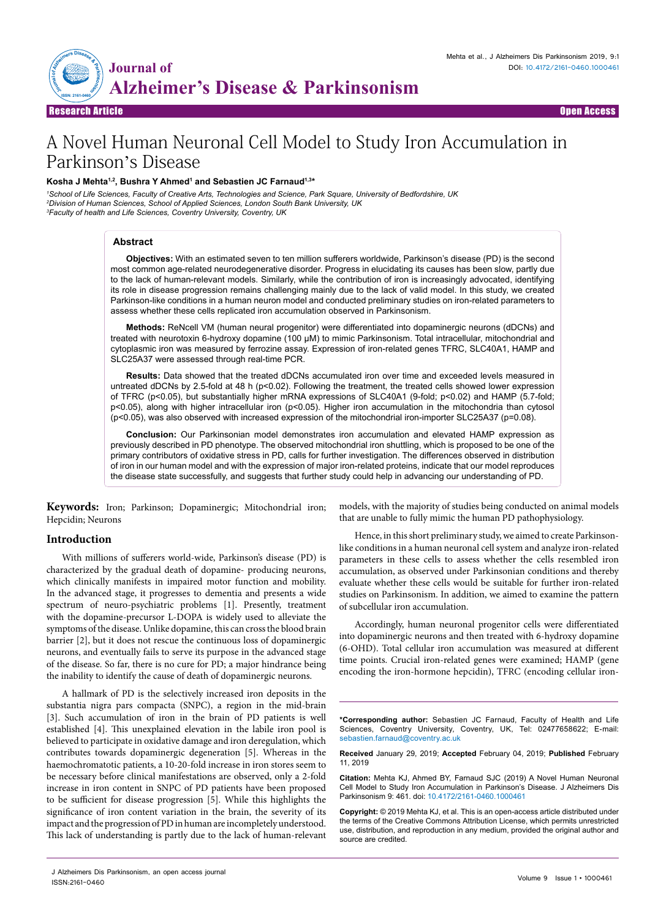Research Article — Open Access

# A Novel Human Neuronal Cell Model to Study Iron Accumulation in Parkinson's Disease

**Kosha J Mehta[1,2], Bushra Y Ahmed[1] and Sebastien JC Farnaud[1,3*]**

[1]School of Life Sciences, Faculty of Creative Arts, Technologies and Science, Park Square, University of Bedfordshire, UK
[2]Division of Human Sciences, School of Applied Sciences, London South Bank University, UK
[3]Faculty of health and Life Sciences, Coventry University, Coventry, UK

## Abstract

**Objectives:** With an estimated seven to ten million sufferers worldwide, Parkinson's disease (PD) is the second most common age-related neurodegenerative disorder. Progress in elucidating its causes has been slow, partly due to the lack of human-relevant models. Similarly, while the contribution of iron is increasingly advocated, identifying its role in disease progression remains challenging mainly due to the lack of valid model. In this study, we created Parkinson-like conditions in a human neuron model and conducted preliminary studies on iron-related parameters to assess whether these cells replicated iron accumulation observed in Parkinsonism.

**Methods:** ReNcell VM (human neural progenitor) were differentiated into dopaminergic neurons (dDCNs) and treated with neurotoxin 6-hydroxy dopamine (100 μM) to mimic Parkinsonism. Total intracellular, mitochondrial and cytoplasmic iron was measured by ferrozine assay. Expression of iron-related genes TFRC, SLC40A1, HAMP and SLC25A37 were assessed through real-time PCR.

**Results:** Data showed that the treated dDCNs accumulated iron over time and exceeded levels measured in untreated dDCNs by 2.5-fold at 48 h ($p<0.02$). Following the treatment, the treated cells showed lower expression of TFRC ($p<0.05$), but substantially higher mRNA expressions of SLC40A1 (9-fold; $p<0.02$) and HAMP (5.7-fold; $p<0.05$), along with higher intracellular iron ($p<0.05$). Higher iron accumulation in the mitochondria than cytosol ($p<0.05$), was also observed with increased expression of the mitochondrial iron-importer SLC25A37 ($p=0.08$).

**Conclusion:** Our Parkinsonian model demonstrates iron accumulation and elevated HAMP expression as previously described in PD phenotype. The observed mitochondrial iron shuttling, which is proposed to be one of the primary contributors of oxidative stress in PD, calls for further investigation. The differences observed in distribution of iron in our human model and with the expression of major iron-related proteins, indicate that our model reproduces the disease state successfully, and suggests that further study could help in advancing our understanding of PD.

**Keywords:** Iron; Parkinson; Dopaminergic; Mitochondrial iron; Hepcidin; Neurons

## Introduction

With millions of sufferers world-wide, Parkinson's disease (PD) is characterized by the gradual death of dopamine- producing neurons, which clinically manifests in impaired motor function and mobility. In the advanced stage, it progresses to dementia and presents a wide spectrum of neuro-psychiatric problems [1]. Presently, treatment with the dopamine-precursor L-DOPA is widely used to alleviate the symptoms of the disease. Unlike dopamine, this can cross the blood brain barrier [2], but it does not rescue the continuous loss of dopaminergic neurons, and eventually fails to serve its purpose in the advanced stage of the disease. So far, there is no cure for PD; a major hindrance being the inability to identify the cause of death of dopaminergic neurons.

A hallmark of PD is the selectively increased iron deposits in the substantia nigra pars compacta (SNPC), a region in the mid-brain [3]. Such accumulation of iron in the brain of PD patients is well established [4]. This unexplained elevation in the labile iron pool is believed to participate in oxidative damage and iron deregulation, which contributes towards dopaminergic degeneration [5]. Whereas in the haemochromatotic patients, a 10-20-fold increase in iron stores seem to be necessary before clinical manifestations are observed, only a 2-fold increase in iron content in SNPC of PD patients have been proposed to be sufficient for disease progression [5]. While this highlights the significance of iron content variation in the brain, the severity of its impact and the progression of PD in human are incompletely understood. This lack of understanding is partly due to the lack of human-relevant models, with the majority of studies being conducted on animal models that are unable to fully mimic the human PD pathophysiology.

Hence, in this short preliminary study, we aimed to create Parkinson-like conditions in a human neuronal cell system and analyze iron-related parameters in these cells to assess whether the cells resembled iron accumulation, as observed under Parkinsonian conditions and thereby evaluate whether these cells would be suitable for further iron-related studies on Parkinsonism. In addition, we aimed to examine the pattern of subcellular iron accumulation.

Accordingly, human neuronal progenitor cells were differentiated into dopaminergic neurons and then treated with 6-hydroxy dopamine (6-OHD). Total cellular iron accumulation was measured at different time points. Crucial iron-related genes were examined; HAMP (gene encoding the iron-hormone hepcidin), TFRC (encoding cellular iron-

**\*Corresponding author:** Sebastien JC Farnaud, Faculty of Health and Life Sciences, Coventry University, Coventry, UK, Tel: 02477658622; E-mail: sebastien.farnaud@coventry.ac.uk

**Received** January 29, 2019; **Accepted** February 04, 2019; **Published** February 11, 2019

**Citation:** Mehta KJ, Ahmed BY, Farnaud SJC (2019) A Novel Human Neuronal Cell Model to Study Iron Accumulation in Parkinson's Disease. J Alzheimers Dis Parkinsonism 9: 461. doi: 10.4172/2161-0460.1000461

**Copyright:** © 2019 Mehta KJ, et al. This is an open-access article distributed under the terms of the Creative Commons Attribution License, which permits unrestricted use, distribution, and reproduction in any medium, provided the original author and source are credited.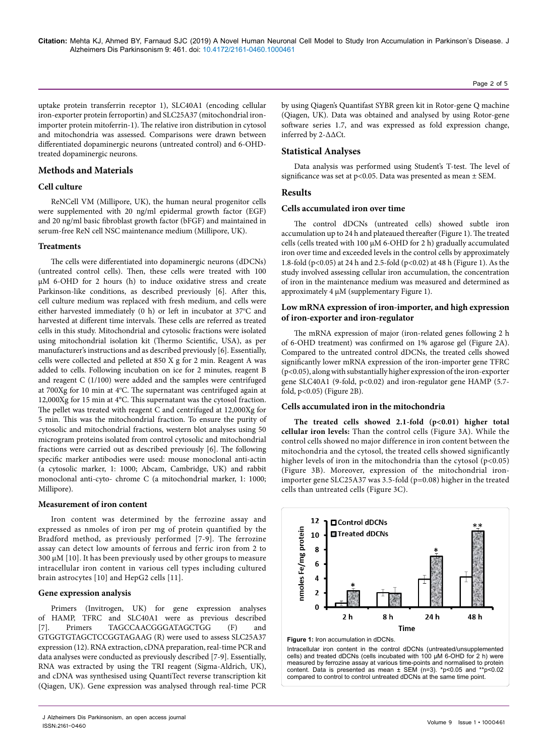uptake protein transferrin receptor 1), SLC40A1 (encoding cellular iron-exporter protein ferroportin) and SLC25A37 (mitochondrial iron-importer protein mitoferrin-1). The relative iron distribution in cytosol and mitochondria was assessed. Comparisons were drawn between differentiated dopaminergic neurons (untreated control) and 6-OHD-treated dopaminergic neurons.

## Methods and Materials

### Cell culture

ReNCell VM (Millipore, UK), the human neural progenitor cells were supplemented with 20 ng/ml epidermal growth factor (EGF) and 20 ng/ml basic fibroblast growth factor (bFGF) and maintained in serum-free ReN cell NSC maintenance medium (Millipore, UK).

### Treatments

The cells were differentiated into dopaminergic neurons (dDCNs) (untreated control cells). Then, these cells were treated with 100 µM 6-OHD for 2 hours (h) to induce oxidative stress and create Parkinson-like conditions, as described previously [6]. After this, cell culture medium was replaced with fresh medium, and cells were either harvested immediately (0 h) or left in incubator at 37°C and harvested at different time intervals. These cells are referred as treated cells in this study. Mitochondrial and cytosolic fractions were isolated using mitochondrial isolation kit (Thermo Scientific, USA), as per manufacturer's instructions and as described previously [6]. Essentially, cells were collected and pelleted at 850 X g for 2 min. Reagent A was added to cells. Following incubation on ice for 2 minutes, reagent B and reagent C (1/100) were added and the samples were centrifuged at 700Xg for 10 min at 4°C. The supernatant was centrifuged again at 12,000Xg for 15 min at 4°C. This supernatant was the cytosol fraction. The pellet was treated with reagent C and centrifuged at 12,000Xg for 5 min. This was the mitochondrial fraction. To ensure the purity of cytosolic and mitochondrial fractions, western blot analyses using 50 microgram proteins isolated from control cytosolic and mitochondrial fractions were carried out as described previously [6]. The following specific marker antibodies were used: mouse monoclonal anti-actin (a cytosolic marker, 1: 1000; Abcam, Cambridge, UK) and rabbit monoclonal anti-cyto- chrome C (a mitochondrial marker, 1: 1000; Millipore).

### Measurement of iron content

Iron content was determined by the ferrozine assay and expressed as nmoles of iron per mg of protein quantified by the Bradford method, as previously performed [7-9]. The ferrozine assay can detect low amounts of ferrous and ferric iron from 2 to 300 µM [10]. It has been previously used by other groups to measure intracellular iron content in various cell types including cultured brain astrocytes [10] and HepG2 cells [11].

### Gene expression analysis

Primers (Invitrogen, UK) for gene expression analyses of HAMP, TFRC and SLC40A1 were as previous described [7]. Primers TAGCCAACGGGATAGCTGG (F) and GTGGTGTAGCTCCGGTAGAAG (R) were used to assess SLC25A37 expression (12). RNA extraction, cDNA preparation, real-time PCR and data analyses were conducted as previously described [7-9]. Essentially, RNA was extracted by using the TRI reagent (Sigma-Aldrich, UK), and cDNA was synthesised using QuantiTect reverse transcription kit (Qiagen, UK). Gene expression was analysed through real-time PCR by using Qiagen's Quantifast SYBR green kit in Rotor-gene Q machine (Qiagen, UK). Data was obtained and analysed by using Rotor-gene software series 1.7, and was expressed as fold expression change, inferred by 2-ΔΔCt.

## Statistical Analyses

Data analysis was performed using Student's T-test. The level of significance was set at $p<0.05$. Data was presented as mean ± SEM.

## Results

### Cells accumulated iron over time

The control dDCNs (untreated cells) showed subtle iron accumulation up to 24 h and plateaued thereafter (Figure 1). The treated cells (cells treated with 100 µM 6-OHD for 2 h) gradually accumulated iron over time and exceeded levels in the control cells by approximately 1.8-fold ($p<0.05$) at 24 h and 2.5-fold ($p<0.02$) at 48 h (Figure 1). As the study involved assessing cellular iron accumulation, the concentration of iron in the maintenance medium was measured and determined as approximately 4 µM (supplementary Figure 1).

### Low mRNA expression of iron-importer, and high expression of iron-exporter and iron-regulator

The mRNA expression of major (iron-related genes following 2 h of 6-OHD treatment) was confirmed on 1% agarose gel (Figure 2A). Compared to the untreated control dDCNs, the treated cells showed significantly lower mRNA expression of the iron-importer gene TFRC ($p<0.05$), along with substantially higher expression of the iron-exporter gene SLC40A1 (9-fold, $p<0.02$) and iron-regulator gene HAMP (5.7-fold, $p<0.05$) (Figure 2B).

### Cells accumulated iron in the mitochondria

**The treated cells showed 2.1-fold ($p<0.01$) higher total cellular iron levels:** Than the control cells (Figure 3A). While the control cells showed no major difference in iron content between the mitochondria and the cytosol, the treated cells showed significantly higher levels of iron in the mitochondria than the cytosol ($p<0.05$) (Figure 3B). Moreover, expression of the mitochondrial iron-importer gene SLC25A37 was 3.5-fold ($p=0.08$) higher in the treated cells than untreated cells (Figure 3C).

**Figure 1:** Iron accumulation in dDCNs.

Intracellular iron content in the control dDCNs (untreated/unsupplemented cells) and treated dDCNs (cells incubated with 100 µM 6-OHD for 2 h) were measured by ferrozine assay at various time-points and normalised to protein content. Data is presented as mean ± SEM (n=3). *$p<0.05$ and **$p<0.02$ compared to control to control untreated dDCNs at the same time point.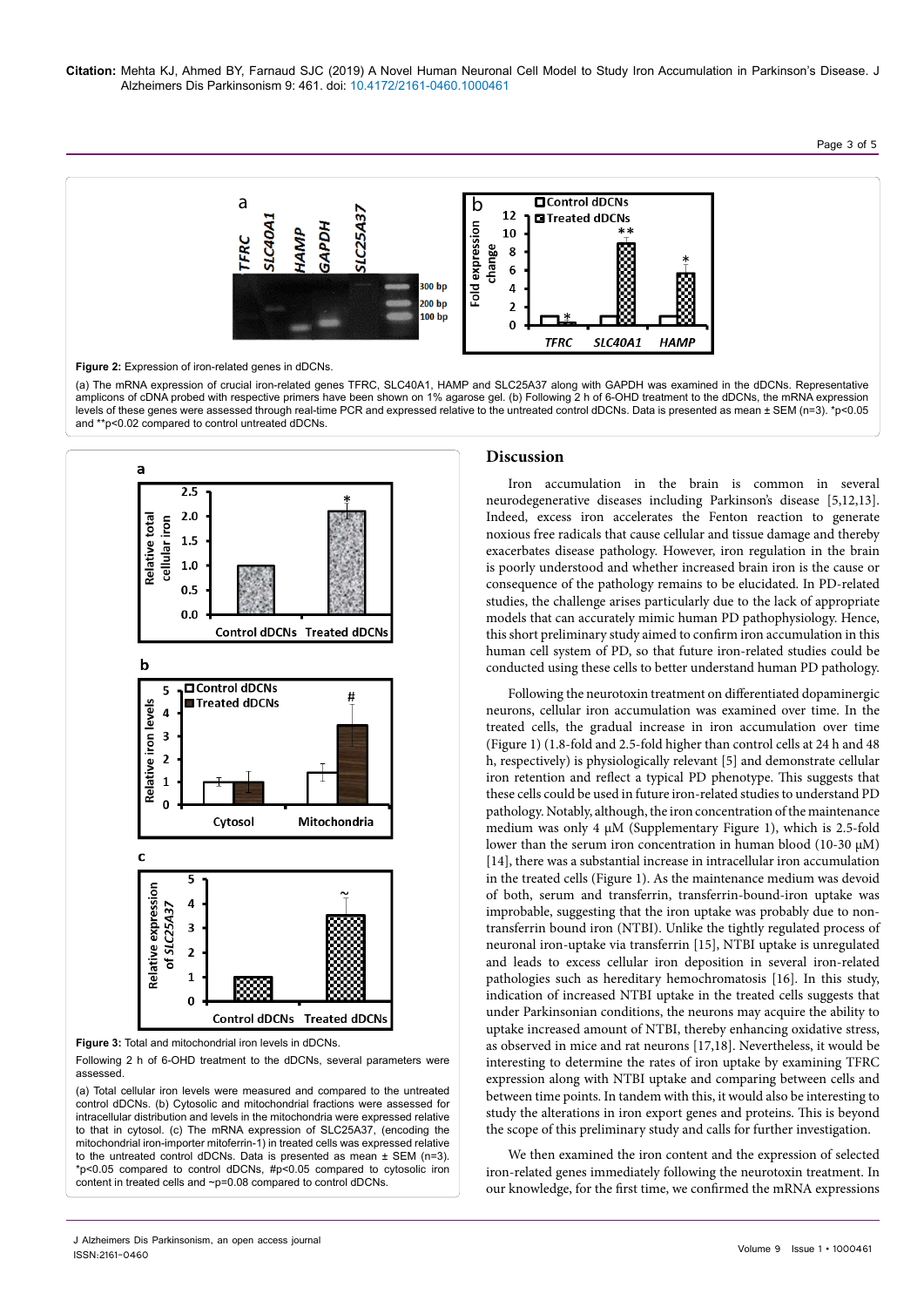Figure 2: Expression of iron-related genes in dDCNs.

(a) The mRNA expression of crucial iron-related genes TFRC, SLC40A1, HAMP and SLC25A37 along with GAPDH was examined in the dDCNs. Representative amplicons of cDNA probed with respective primers have been shown on 1% agarose gel. (b) Following 2 h of 6-OHD treatment to the dDCNs, the mRNA expression levels of these genes were assessed through real-time PCR and expressed relative to the untreated control dDCNs. Data is presented as mean ± SEM (n=3). *p<0.05 and **p<0.02 compared to control untreated dDCNs.

Figure 3: Total and mitochondrial iron levels in dDCNs.

Following 2 h of 6-OHD treatment to the dDCNs, several parameters were assessed.

(a) Total cellular iron levels were measured and compared to the untreated control dDCNs. (b) Cytosolic and mitochondrial fractions were assessed for intracellular distribution and levels in the mitochondria were expressed relative to that in cytosol. (c) The mRNA expression of SLC25A37, (encoding the mitochondrial iron-importer mitoferrin-1) in treated cells was expressed relative to the untreated control dDCNs. Data is presented as mean ± SEM (n=3). *p<0.05 compared to control dDCNs, #p<0.05 compared to cytosolic iron content in treated cells and ~p=0.08 compared to control dDCNs.

## Discussion

Iron accumulation in the brain is common in several neurodegenerative diseases including Parkinson's disease [5,12,13]. Indeed, excess iron accelerates the Fenton reaction to generate noxious free radicals that cause cellular and tissue damage and thereby exacerbates disease pathology. However, iron regulation in the brain is poorly understood and whether increased brain iron is the cause or consequence of the pathology remains to be elucidated. In PD-related studies, the challenge arises particularly due to the lack of appropriate models that can accurately mimic human PD pathophysiology. Hence, this short preliminary study aimed to confirm iron accumulation in this human cell system of PD, so that future iron-related studies could be conducted using these cells to better understand human PD pathology.

Following the neurotoxin treatment on differentiated dopaminergic neurons, cellular iron accumulation was examined over time. In the treated cells, the gradual increase in iron accumulation over time (Figure 1) (1.8-fold and 2.5-fold higher than control cells at 24 h and 48 h, respectively) is physiologically relevant [5] and demonstrate cellular iron retention and reflect a typical PD phenotype. This suggests that these cells could be used in future iron-related studies to understand PD pathology. Notably, although, the iron concentration of the maintenance medium was only 4 μM (Supplementary Figure 1), which is 2.5-fold lower than the serum iron concentration in human blood (10-30 μM) [14], there was a substantial increase in intracellular iron accumulation in the treated cells (Figure 1). As the maintenance medium was devoid of both, serum and transferrin, transferrin-bound-iron uptake was improbable, suggesting that the iron uptake was probably due to non-transferrin bound iron (NTBI). Unlike the tightly regulated process of neuronal iron-uptake via transferrin [15], NTBI uptake is unregulated and leads to excess cellular iron deposition in several iron-related pathologies such as hereditary hemochromatosis [16]. In this study, indication of increased NTBI uptake in the treated cells suggests that under Parkinsonian conditions, the neurons may acquire the ability to uptake increased amount of NTBI, thereby enhancing oxidative stress, as observed in mice and rat neurons [17,18]. Nevertheless, it would be interesting to determine the rates of iron uptake by examining TFRC expression along with NTBI uptake and comparing between cells and between time points. In tandem with this, it would also be interesting to study the alterations in iron export genes and proteins. This is beyond the scope of this preliminary study and calls for further investigation.

We then examined the iron content and the expression of selected iron-related genes immediately following the neurotoxin treatment. In our knowledge, for the first time, we confirmed the mRNA expressions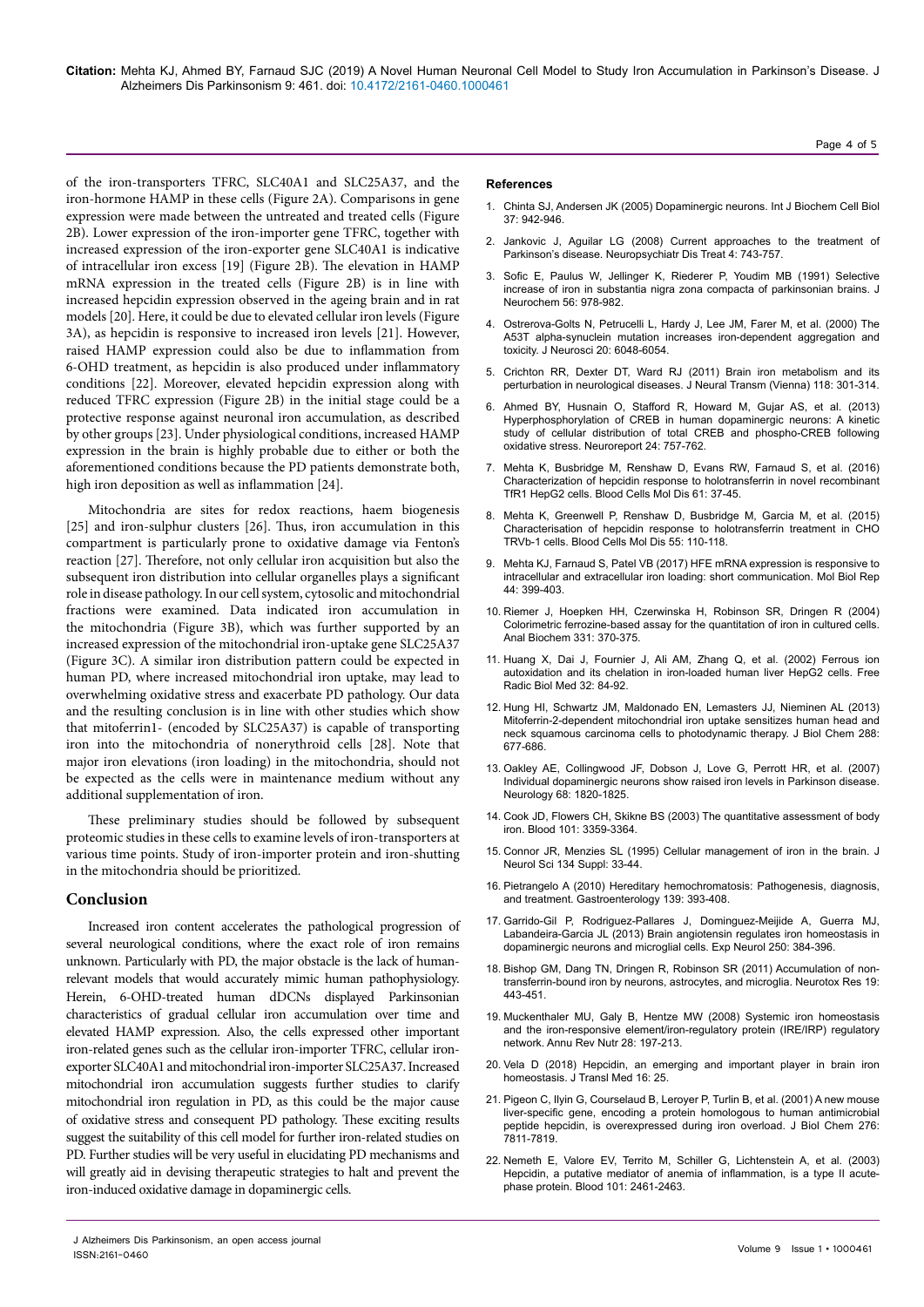of the iron-transporters TFRC, SLC40A1 and SLC25A37, and the iron-hormone HAMP in these cells (Figure 2A). Comparisons in gene expression were made between the untreated and treated cells (Figure 2B). Lower expression of the iron-importer gene TFRC, together with increased expression of the iron-exporter gene SLC40A1 is indicative of intracellular iron excess [19] (Figure 2B). The elevation in HAMP mRNA expression in the treated cells (Figure 2B) is in line with increased hepcidin expression observed in the ageing brain and in rat models [20]. Here, it could be due to elevated cellular iron levels (Figure 3A), as hepcidin is responsive to increased iron levels [21]. However, raised HAMP expression could also be due to inflammation from 6-OHD treatment, as hepcidin is also produced under inflammatory conditions [22]. Moreover, elevated hepcidin expression along with reduced TFRC expression (Figure 2B) in the initial stage could be a protective response against neuronal iron accumulation, as described by other groups [23]. Under physiological conditions, increased HAMP expression in the brain is highly probable due to either or both the aforementioned conditions because the PD patients demonstrate both, high iron deposition as well as inflammation [24].

Mitochondria are sites for redox reactions, haem biogenesis [25] and iron-sulphur clusters [26]. Thus, iron accumulation in this compartment is particularly prone to oxidative damage via Fenton's reaction [27]. Therefore, not only cellular iron acquisition but also the subsequent iron distribution into cellular organelles plays a significant role in disease pathology. In our cell system, cytosolic and mitochondrial fractions were examined. Data indicated iron accumulation in the mitochondria (Figure 3B), which was further supported by an increased expression of the mitochondrial iron-uptake gene SLC25A37 (Figure 3C). A similar iron distribution pattern could be expected in human PD, where increased mitochondrial iron uptake, may lead to overwhelming oxidative stress and exacerbate PD pathology. Our data and the resulting conclusion is in line with other studies which show that mitoferrin1- (encoded by SLC25A37) is capable of transporting iron into the mitochondria of nonerythroid cells [28]. Note that major iron elevations (iron loading) in the mitochondria, should not be expected as the cells were in maintenance medium without any additional supplementation of iron.

These preliminary studies should be followed by subsequent proteomic studies in these cells to examine levels of iron-transporters at various time points. Study of iron-importer protein and iron-shutting in the mitochondria should be prioritized.

## Conclusion

Increased iron content accelerates the pathological progression of several neurological conditions, where the exact role of iron remains unknown. Particularly with PD, the major obstacle is the lack of human-relevant models that would accurately mimic human pathophysiology. Herein, 6-OHD-treated human dDCNs displayed Parkinsonian characteristics of gradual cellular iron accumulation over time and elevated HAMP expression. Also, the cells expressed other important iron-related genes such as the cellular iron-importer TFRC, cellular iron-exporter SLC40A1 and mitochondrial iron-importer SLC25A37. Increased mitochondrial iron accumulation suggests further studies to clarify mitochondrial iron regulation in PD, as this could be the major cause of oxidative stress and consequent PD pathology. These exciting results suggest the suitability of this cell model for further iron-related studies on PD. Further studies will be very useful in elucidating PD mechanisms and will greatly aid in devising therapeutic strategies to halt and prevent the iron-induced oxidative damage in dopaminergic cells.

## References

1. Chinta SJ, Andersen JK (2005) Dopaminergic neurons. Int J Biochem Cell Biol 37: 942-946.
2. Jankovic J, Aguilar LG (2008) Current approaches to the treatment of Parkinson's disease. Neuropsychiatr Dis Treat 4: 743-757.
3. Sofic E, Paulus W, Jellinger K, Riederer P, Youdim MB (1991) Selective increase of iron in substantia nigra zona compacta of parkinsonian brains. J Neurochem 56: 978-982.
4. Ostrerova-Golts N, Petrucelli L, Hardy J, Lee JM, Farer M, et al. (2000) The A53T alpha-synuclein mutation increases iron-dependent aggregation and toxicity. J Neurosci 20: 6048-6054.
5. Crichton RR, Dexter DT, Ward RJ (2011) Brain iron metabolism and its perturbation in neurological diseases. J Neural Transm (Vienna) 118: 301-314.
6. Ahmed BY, Husnain O, Stafford R, Howard M, Gujar AS, et al. (2013) Hyperphosphorylation of CREB in human dopaminergic neurons: A kinetic study of cellular distribution of total CREB and phospho-CREB following oxidative stress. Neuroreport 24: 757-762.
7. Mehta K, Busbridge M, Renshaw D, Evans RW, Farnaud S, et al. (2016) Characterization of hepcidin response to holotransferrin in novel recombinant TfR1 HepG2 cells. Blood Cells Mol Dis 61: 37-45.
8. Mehta K, Greenwell P, Renshaw D, Busbridge M, Garcia M, et al. (2015) Characterisation of hepcidin response to holotransferrin treatment in CHO TRVb-1 cells. Blood Cells Mol Dis 55: 110-118.
9. Mehta KJ, Farnaud S, Patel VB (2017) HFE mRNA expression is responsive to intracellular and extracellular iron loading: short communication. Mol Biol Rep 44: 399-403.
10. Riemer J, Hoepken HH, Czerwinska H, Robinson SR, Dringen R (2004) Colorimetric ferrozine-based assay for the quantitation of iron in cultured cells. Anal Biochem 331: 370-375.
11. Huang X, Dai J, Fournier J, Ali AM, Zhang Q, et al. (2002) Ferrous ion autoxidation and its chelation in iron-loaded human liver HepG2 cells. Free Radic Biol Med 32: 84-92.
12. Hung HI, Schwartz JM, Maldonado EN, Lemasters JJ, Nieminen AL (2013) Mitoferrin-2-dependent mitochondrial iron uptake sensitizes human head and neck squamous carcinoma cells to photodynamic therapy. J Biol Chem 288: 677-686.
13. Oakley AE, Collingwood JF, Dobson J, Love G, Perrott HR, et al. (2007) Individual dopaminergic neurons show raised iron levels in Parkinson disease. Neurology 68: 1820-1825.
14. Cook JD, Flowers CH, Skikne BS (2003) The quantitative assessment of body iron. Blood 101: 3359-3364.
15. Connor JR, Menzies SL (1995) Cellular management of iron in the brain. J Neurol Sci 134 Suppl: 33-44.
16. Pietrangelo A (2010) Hereditary hemochromatosis: Pathogenesis, diagnosis, and treatment. Gastroenterology 139: 393-408.
17. Garrido-Gil P, Rodriguez-Pallares J, Dominguez-Meijide A, Guerra MJ, Labandeira-Garcia JL (2013) Brain angiotensin regulates iron homeostasis in dopaminergic neurons and microglial cells. Exp Neurol 250: 384-396.
18. Bishop GM, Dang TN, Dringen R, Robinson SR (2011) Accumulation of non-transferrin-bound iron by neurons, astrocytes, and microglia. Neurotox Res 19: 443-451.
19. Muckenthaler MU, Galy B, Hentze MW (2008) Systemic iron homeostasis and the iron-responsive element/iron-regulatory protein (IRE/IRP) regulatory network. Annu Rev Nutr 28: 197-213.
20. Vela D (2018) Hepcidin, an emerging and important player in brain iron homeostasis. J Transl Med 16: 25.
21. Pigeon C, Ilyin G, Courselaud B, Leroyer P, Turlin B, et al. (2001) A new mouse liver-specific gene, encoding a protein homologous to human antimicrobial peptide hepcidin, is overexpressed during iron overload. J Biol Chem 276: 7811-7819.
22. Nemeth E, Valore EV, Territo M, Schiller G, Lichtenstein A, et al. (2003) Hepcidin, a putative mediator of anemia of inflammation, is a type II acute-phase protein. Blood 101: 2461-2463.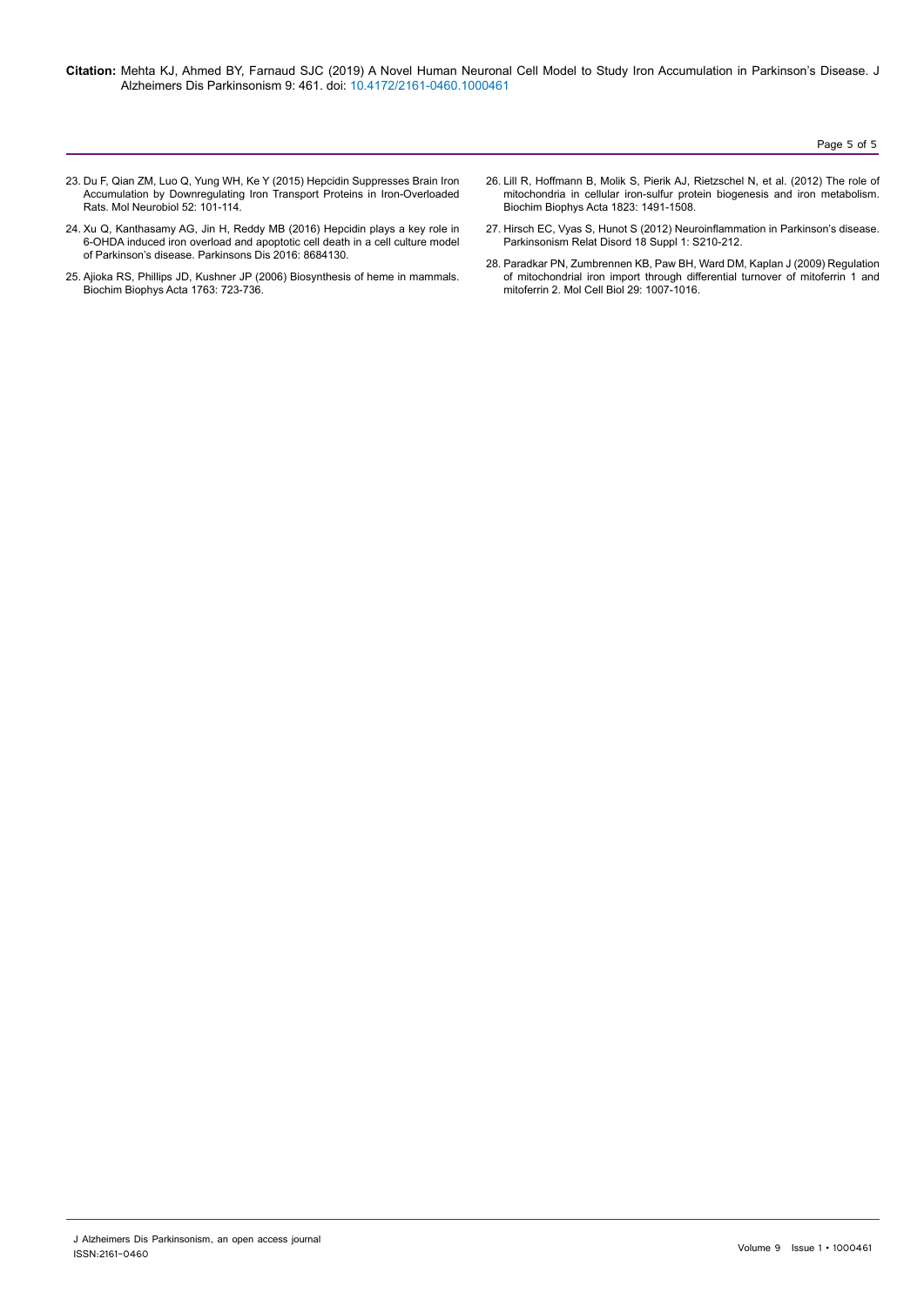23. Du F, Qian ZM, Luo Q, Yung WH, Ke Y (2015) Hepcidin Suppresses Brain Iron Accumulation by Downregulating Iron Transport Proteins in Iron-Overloaded Rats. Mol Neurobiol 52: 101-114.

24. Xu Q, Kanthasamy AG, Jin H, Reddy MB (2016) Hepcidin plays a key role in 6-OHDA induced iron overload and apoptotic cell death in a cell culture model of Parkinson's disease. Parkinsons Dis 2016: 8684130.

25. Ajioka RS, Phillips JD, Kushner JP (2006) Biosynthesis of heme in mammals. Biochim Biophys Acta 1763: 723-736.

26. Lill R, Hoffmann B, Molik S, Pierik AJ, Rietzschel N, et al. (2012) The role of mitochondria in cellular iron-sulfur protein biogenesis and iron metabolism. Biochim Biophys Acta 1823: 1491-1508.

27. Hirsch EC, Vyas S, Hunot S (2012) Neuroinflammation in Parkinson's disease. Parkinsonism Relat Disord 18 Suppl 1: S210-212.

28. Paradkar PN, Zumbrennen KB, Paw BH, Ward DM, Kaplan J (2009) Regulation of mitochondrial iron import through differential turnover of mitoferrin 1 and mitoferrin 2. Mol Cell Biol 29: 1007-1016.